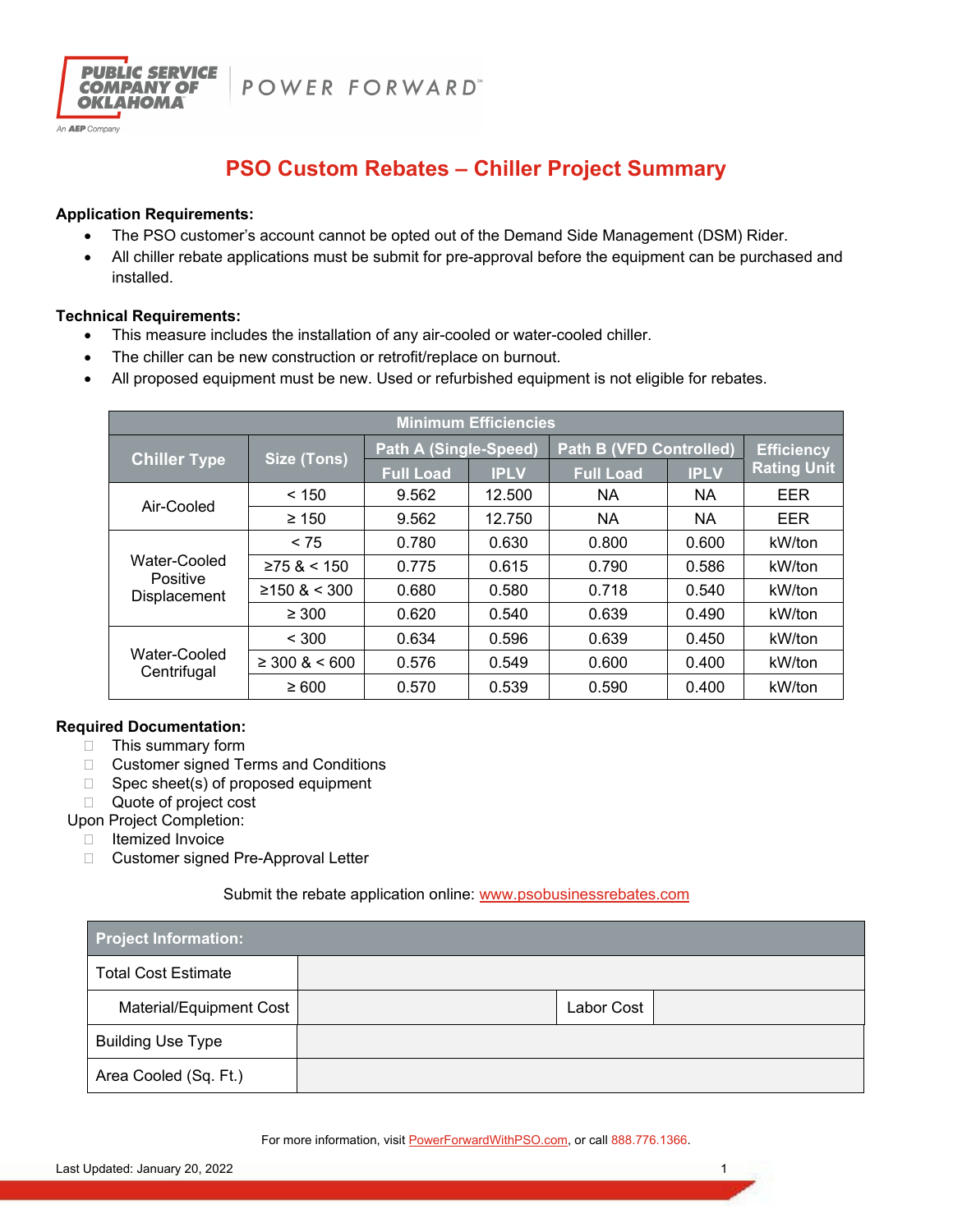PUBLIC SERVICE COMPANY OF OKLAHOMA — An AEP Company | POWER FORWARD℠

# PSO Custom Rebates – Chiller Project Summary

**Application Requirements:**

- The PSO customer's account cannot be opted out of the Demand Side Management (DSM) Rider.
- All chiller rebate applications must be submit for pre-approval before the equipment can be purchased and installed.

**Technical Requirements:**

- This measure includes the installation of any air-cooled or water-cooled chiller.
- The chiller can be new construction or retrofit/replace on burnout.
- All proposed equipment must be new. Used or refurbished equipment is not eligible for rebates.

| Minimum Efficiencies | | | | | | |
|---|---|---|---|---|---|---|
| Chiller Type | Size (Tons) | Path A (Single-Speed) | | Path B (VFD Controlled) | | Efficiency Rating Unit |
| | | Full Load | IPLV | Full Load | IPLV | |
| Air-Cooled | < 150 | 9.562 | 12.500 | NA | NA | EER |
| | ≥ 150 | 9.562 | 12.750 | NA | NA | EER |
| Water-Cooled Positive Displacement | < 75 | 0.780 | 0.630 | 0.800 | 0.600 | kW/ton |
| | ≥75 & < 150 | 0.775 | 0.615 | 0.790 | 0.586 | kW/ton |
| | ≥150 & < 300 | 0.680 | 0.580 | 0.718 | 0.540 | kW/ton |
| | ≥ 300 | 0.620 | 0.540 | 0.639 | 0.490 | kW/ton |
| Water-Cooled Centrifugal | < 300 | 0.634 | 0.596 | 0.639 | 0.450 | kW/ton |
| | ≥ 300 & < 600 | 0.576 | 0.549 | 0.600 | 0.400 | kW/ton |
| | ≥ 600 | 0.570 | 0.539 | 0.590 | 0.400 | kW/ton |

**Required Documentation:**

- ☐ This summary form
- ☐ Customer signed Terms and Conditions
- ☐ Spec sheet(s) of proposed equipment
- ☐ Quote of project cost

Upon Project Completion:

- ☐ Itemized Invoice
- ☐ Customer signed Pre-Approval Letter

Submit the rebate application online: www.psobusinessrebates.com

| Project Information: | | | |
|---|---|---|---|
| Total Cost Estimate | | | |
| Material/Equipment Cost | | Labor Cost | |
| Building Use Type | | | |
| Area Cooled (Sq. Ft.) | | | |

For more information, visit PowerForwardWithPSO.com, or call 888.776.1366.

Last Updated: January 20, 2022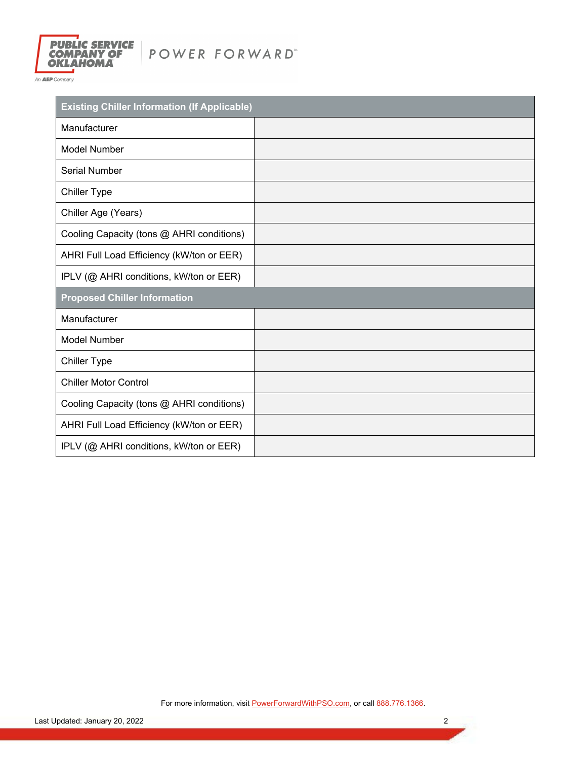| Existing Chiller Information (If Applicable) | |
|---|---|
| Manufacturer | |
| Model Number | |
| Serial Number | |
| Chiller Type | |
| Chiller Age (Years) | |
| Cooling Capacity (tons @ AHRI conditions) | |
| AHRI Full Load Efficiency (kW/ton or EER) | |
| IPLV (@ AHRI conditions, kW/ton or EER) | |
| **Proposed Chiller Information** | |
| Manufacturer | |
| Model Number | |
| Chiller Type | |
| Chiller Motor Control | |
| Cooling Capacity (tons @ AHRI conditions) | |
| AHRI Full Load Efficiency (kW/ton or EER) | |
| IPLV (@ AHRI conditions, kW/ton or EER) | |

For more information, visit PowerForwardWithPSO.com, or call 888.776.1366.

Last Updated: January 20, 2022